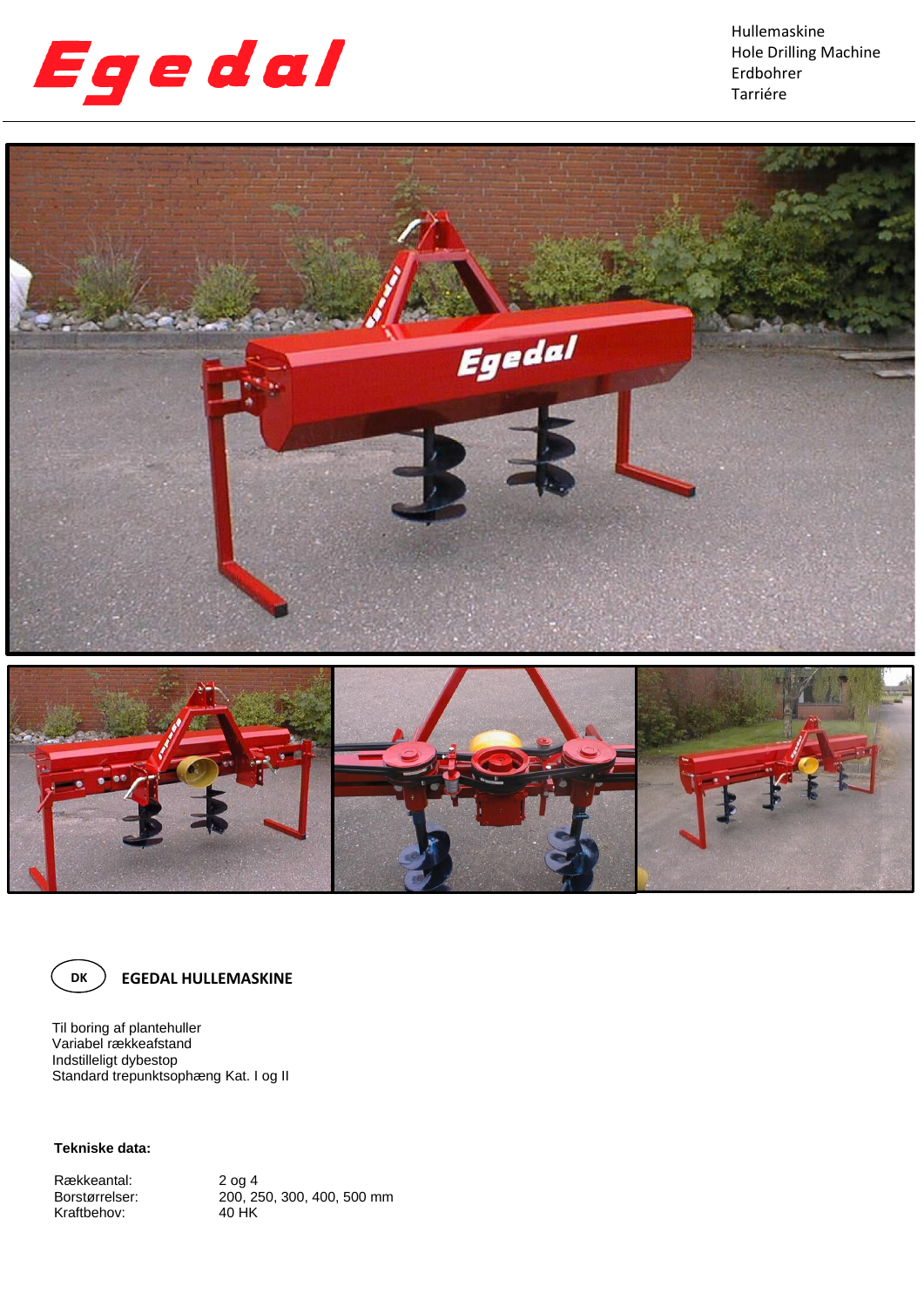Egedal

Hullemaskine
Hole Drilling Machine
Erdbohrer
Tarriére

## DK EGEDAL HULLEMASKINE

Til boring af plantehuller
Variabel rækkeafstand
Indstilleligt dybestop
Standard trepunktsophæng Kat. I og II

**Tekniske data:**

| | |
|---|---|
| Rækkeantal: | 2 og 4 |
| Borstørrelser: | 200, 250, 300, 400, 500 mm |
| Kraftbehov: | 40 HK |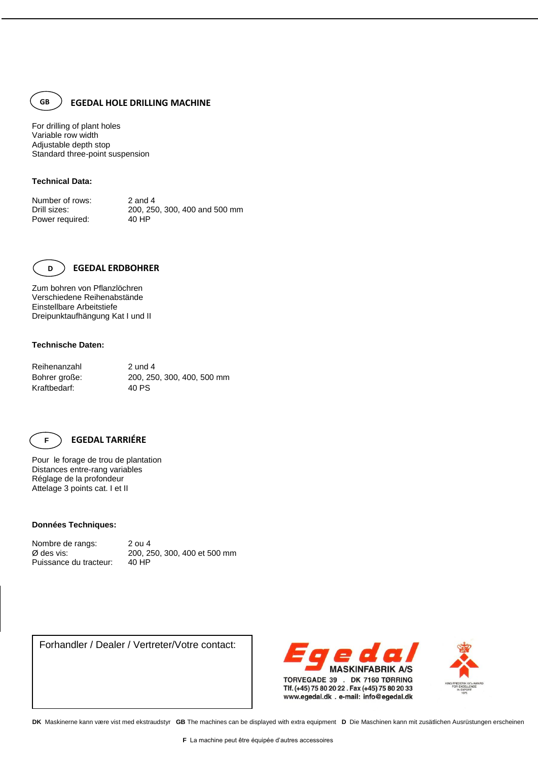## GB EGEDAL HOLE DRILLING MACHINE

For drilling of plant holes
Variable row width
Adjustable depth stop
Standard three-point suspension

**Technical Data:**

| | |
|---|---|
| Number of rows: | 2 and 4 |
| Drill sizes: | 200, 250, 300, 400 and 500 mm |
| Power required: | 40 HP |

## D EGEDAL ERDBOHRER

Zum bohren von Pflanzlöchren
Verschiedene Reihenabstände
Einstellbare Arbeitstiefe
Dreipunktaufhängung Kat I und II

**Technische Daten:**

| | |
|---|---|
| Reihenanzahl | 2 und 4 |
| Bohrer große: | 200, 250, 300, 400, 500 mm |
| Kraftbedarf: | 40 PS |

## F EGEDAL TARRIÉRE

Pour  le forage de trou de plantation
Distances entre-rang variables
Réglage de la profondeur
Attelage 3 points cat. I et II

**Données Techniques:**

| | |
|---|---|
| Nombre de rangs: | 2 ou 4 |
| Ø des vis: | 200, 250, 300, 400 et 500 mm |
| Puissance du tracteur: | 40 HP |

Forhandler / Dealer / Vertreter/Votre contact:

Egedal
MASKINFABRIK A/S
TORVEGADE 39 . DK 7160 TØRRING
Tlf. (+45) 75 80 20 22 . Fax (+45) 75 80 20 33
www.egedal.dk . e-mail: info@egedal.dk

KING FREDERIK IX's AWARD FOR EXCELLENCE IN EXPORT 1975

**DK** Maskinerne kann være vist med ekstraudstyr **GB** The machines can be displayed with extra equipment **D** Die Maschinen kann mit zusätlichen Ausrüstungen erscheinen

**F** La machine peut être équipée d'autres accessoires